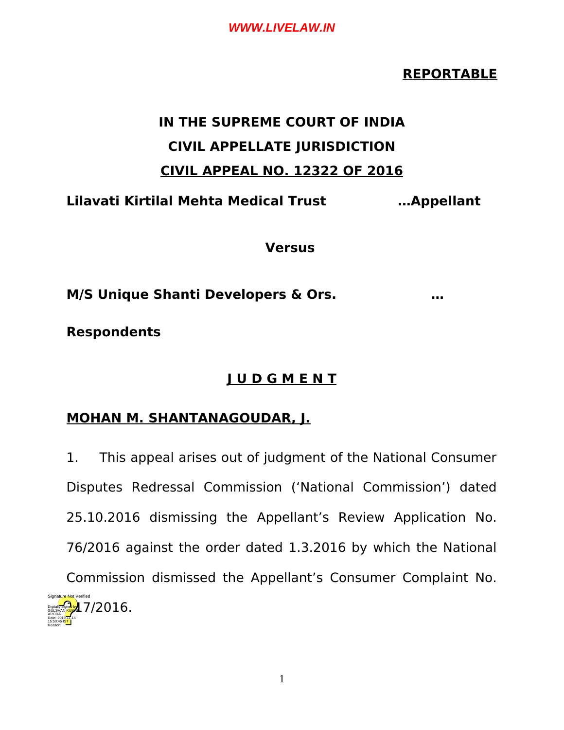**REPORTABLE**

# IN THE SUPREME COURT OF INDIA

## CIVIL APPELLATE JURISDICTION

## CIVIL APPEAL NO. 12322 OF 2016

**Lilavati Kirtilal Mehta Medical Trust …Appellant**

**Versus**

**M/S Unique Shanti Developers & Ors. … Respondents**

## J U D G M E N T

**MOHAN M. SHANTANAGOUDAR, J.**

1. This appeal arises out of judgment of the National Consumer Disputes Redressal Commission ('National Commission') dated 25.10.2016 dismissing the Appellant's Review Application No. 76/2016 against the order dated 1.3.2016 by which the National Commission dismissed the Appellant's Consumer Complaint No. 217/2016.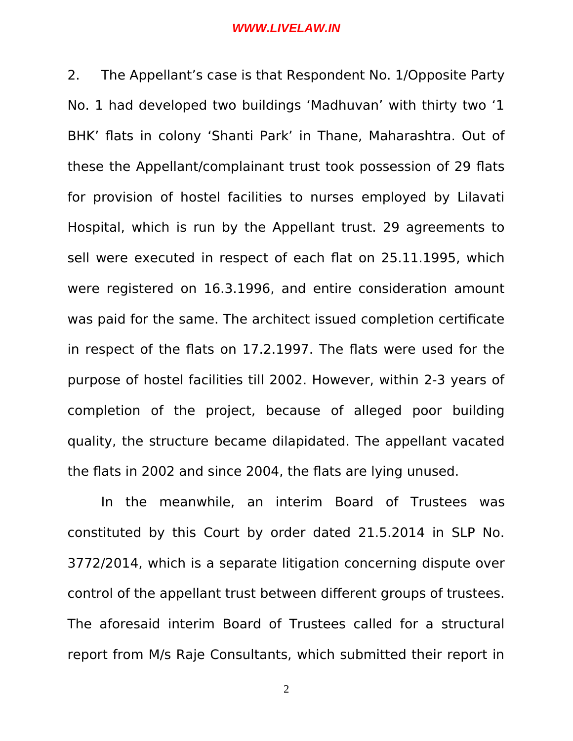2. The Appellant's case is that Respondent No. 1/Opposite Party No. 1 had developed two buildings 'Madhuvan' with thirty two '1 BHK' flats in colony 'Shanti Park' in Thane, Maharashtra. Out of these the Appellant/complainant trust took possession of 29 flats for provision of hostel facilities to nurses employed by Lilavati Hospital, which is run by the Appellant trust. 29 agreements to sell were executed in respect of each flat on 25.11.1995, which were registered on 16.3.1996, and entire consideration amount was paid for the same. The architect issued completion certificate in respect of the flats on 17.2.1997. The flats were used for the purpose of hostel facilities till 2002. However, within 2-3 years of completion of the project, because of alleged poor building quality, the structure became dilapidated. The appellant vacated the flats in 2002 and since 2004, the flats are lying unused.

In the meanwhile, an interim Board of Trustees was constituted by this Court by order dated 21.5.2014 in SLP No. 3772/2014, which is a separate litigation concerning dispute over control of the appellant trust between different groups of trustees. The aforesaid interim Board of Trustees called for a structural report from M/s Raje Consultants, which submitted their report in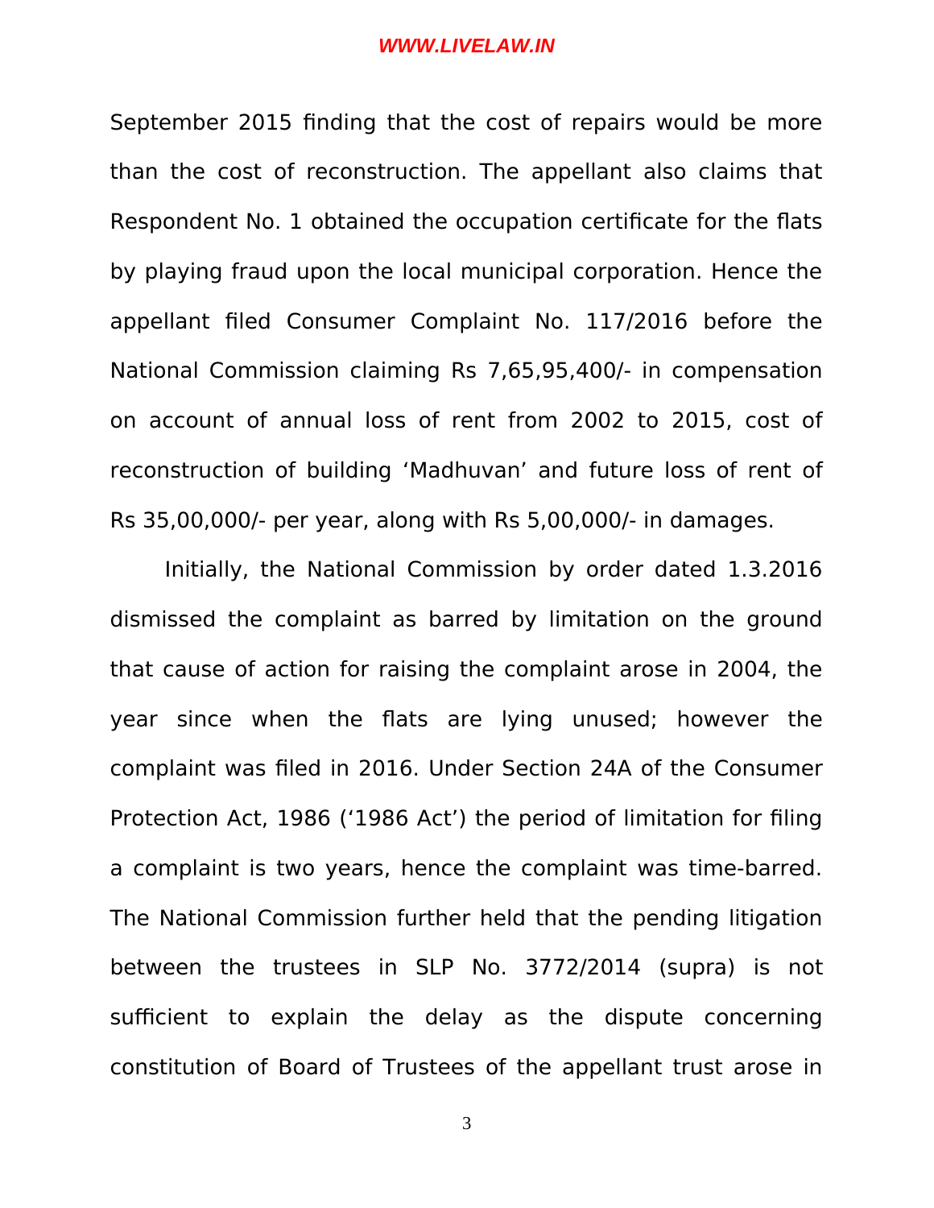September 2015 finding that the cost of repairs would be more than the cost of reconstruction. The appellant also claims that Respondent No. 1 obtained the occupation certificate for the flats by playing fraud upon the local municipal corporation. Hence the appellant filed Consumer Complaint No. 117/2016 before the National Commission claiming Rs 7,65,95,400/- in compensation on account of annual loss of rent from 2002 to 2015, cost of reconstruction of building 'Madhuvan' and future loss of rent of Rs 35,00,000/- per year, along with Rs 5,00,000/- in damages.

Initially, the National Commission by order dated 1.3.2016 dismissed the complaint as barred by limitation on the ground that cause of action for raising the complaint arose in 2004, the year since when the flats are lying unused; however the complaint was filed in 2016. Under Section 24A of the Consumer Protection Act, 1986 ('1986 Act') the period of limitation for filing a complaint is two years, hence the complaint was time-barred. The National Commission further held that the pending litigation between the trustees in SLP No. 3772/2014 (supra) is not sufficient to explain the delay as the dispute concerning constitution of Board of Trustees of the appellant trust arose in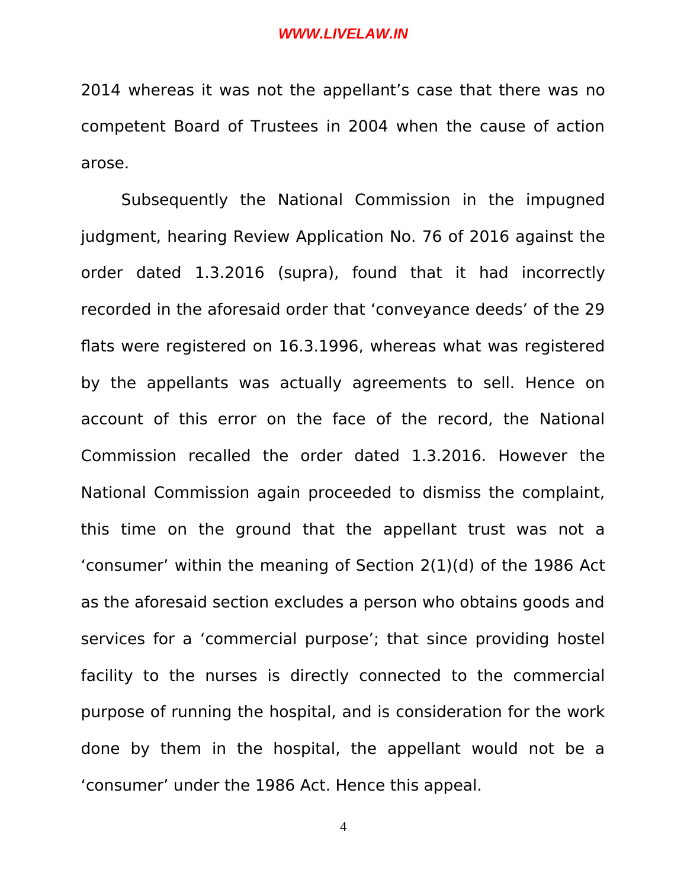2014 whereas it was not the appellant's case that there was no competent Board of Trustees in 2004 when the cause of action arose.

Subsequently the National Commission in the impugned judgment, hearing Review Application No. 76 of 2016 against the order dated 1.3.2016 (supra), found that it had incorrectly recorded in the aforesaid order that 'conveyance deeds' of the 29 flats were registered on 16.3.1996, whereas what was registered by the appellants was actually agreements to sell. Hence on account of this error on the face of the record, the National Commission recalled the order dated 1.3.2016. However the National Commission again proceeded to dismiss the complaint, this time on the ground that the appellant trust was not a 'consumer' within the meaning of Section 2(1)(d) of the 1986 Act as the aforesaid section excludes a person who obtains goods and services for a 'commercial purpose'; that since providing hostel facility to the nurses is directly connected to the commercial purpose of running the hospital, and is consideration for the work done by them in the hospital, the appellant would not be a 'consumer' under the 1986 Act. Hence this appeal.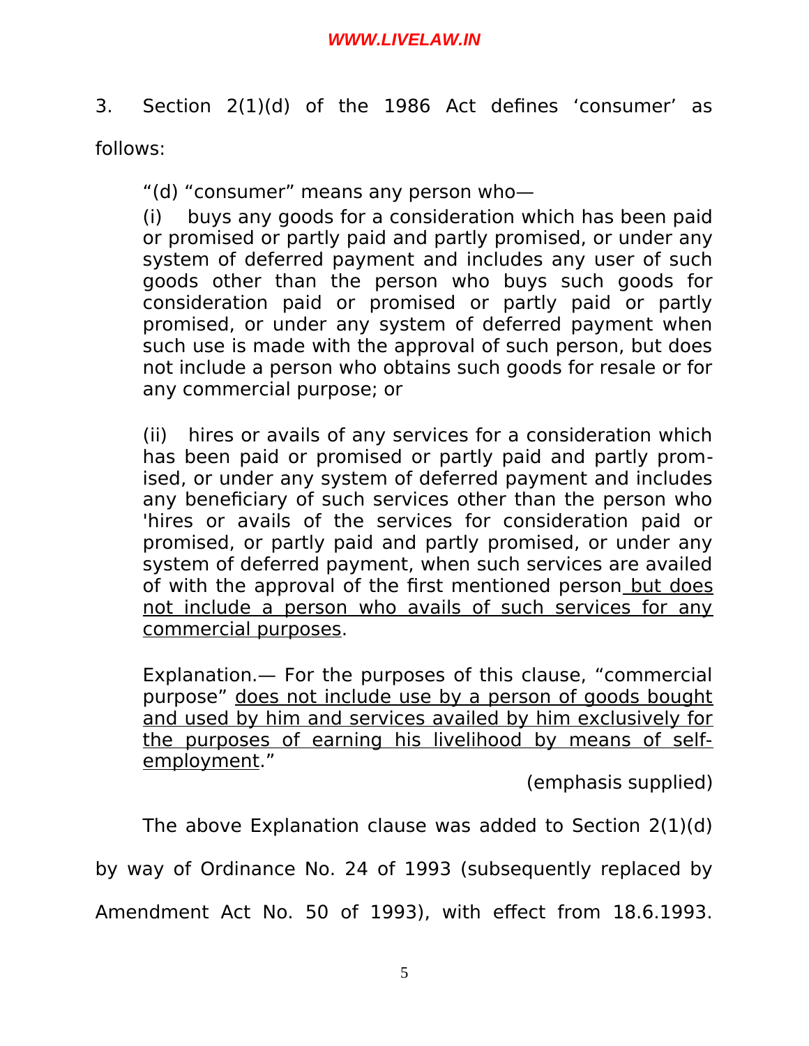3. Section 2(1)(d) of the 1986 Act defines 'consumer' as follows:

> "(d) "consumer" means any person who—
>
> (i) buys any goods for a consideration which has been paid or promised or partly paid and partly promised, or under any system of deferred payment and includes any user of such goods other than the person who buys such goods for consideration paid or promised or partly paid or partly promised, or under any system of deferred payment when such use is made with the approval of such person, but does not include a person who obtains such goods for resale or for any commercial purpose; or
>
> (ii) hires or avails of any services for a consideration which has been paid or promised or partly paid and partly promised, or under any system of deferred payment and includes any beneficiary of such services other than the person who 'hires or avails of the services for consideration paid or promised, or partly paid and partly promised, or under any system of deferred payment, when such services are availed of with the approval of the first mentioned person <u>but does not include a person who avails of such services for any commercial purposes</u>.
>
> Explanation.— For the purposes of this clause, "commercial purpose" <u>does not include use by a person of goods bought and used by him and services availed by him exclusively for the purposes of earning his livelihood by means of self-employment</u>."
>
> (emphasis supplied)

The above Explanation clause was added to Section 2(1)(d) by way of Ordinance No. 24 of 1993 (subsequently replaced by Amendment Act No. 50 of 1993), with effect from 18.6.1993.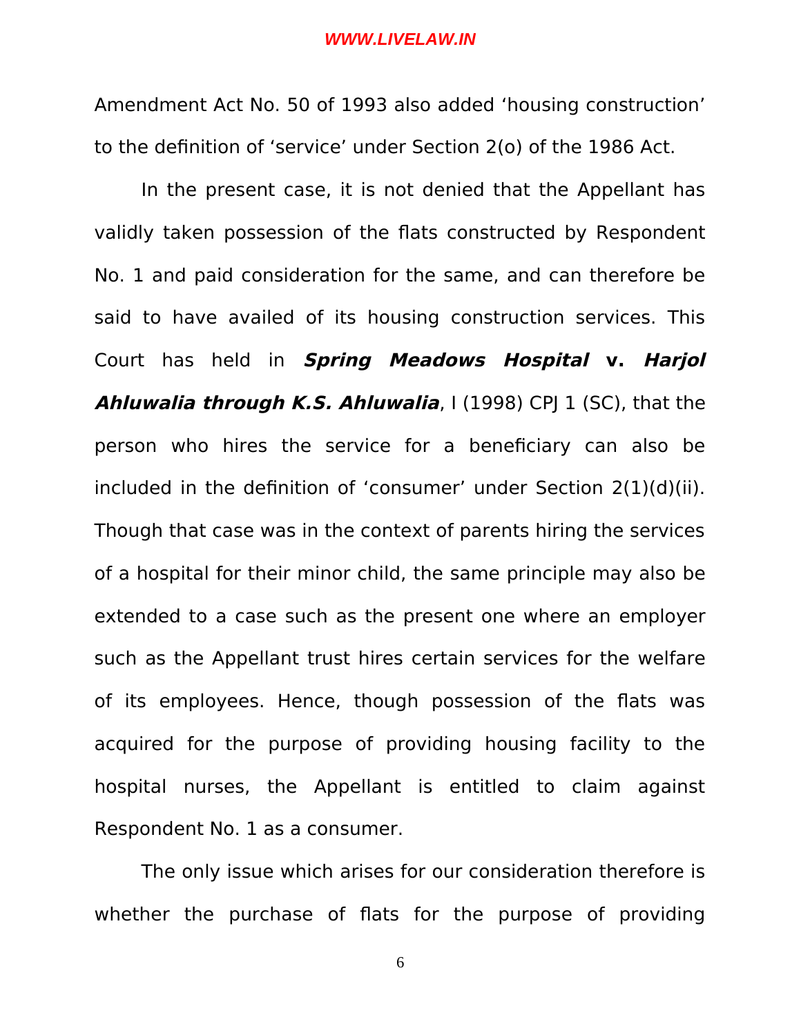Amendment Act No. 50 of 1993 also added ‘housing construction’ to the definition of ‘service’ under Section 2(o) of the 1986 Act.

In the present case, it is not denied that the Appellant has validly taken possession of the flats constructed by Respondent No. 1 and paid consideration for the same, and can therefore be said to have availed of its housing construction services. This Court has held in ***Spring Meadows Hospital* v. *Harjol Ahluwalia through K.S. Ahluwalia***, I (1998) CPJ 1 (SC), that the person who hires the service for a beneficiary can also be included in the definition of ‘consumer’ under Section 2(1)(d)(ii). Though that case was in the context of parents hiring the services of a hospital for their minor child, the same principle may also be extended to a case such as the present one where an employer such as the Appellant trust hires certain services for the welfare of its employees. Hence, though possession of the flats was acquired for the purpose of providing housing facility to the hospital nurses, the Appellant is entitled to claim against Respondent No. 1 as a consumer.

The only issue which arises for our consideration therefore is whether the purchase of flats for the purpose of providing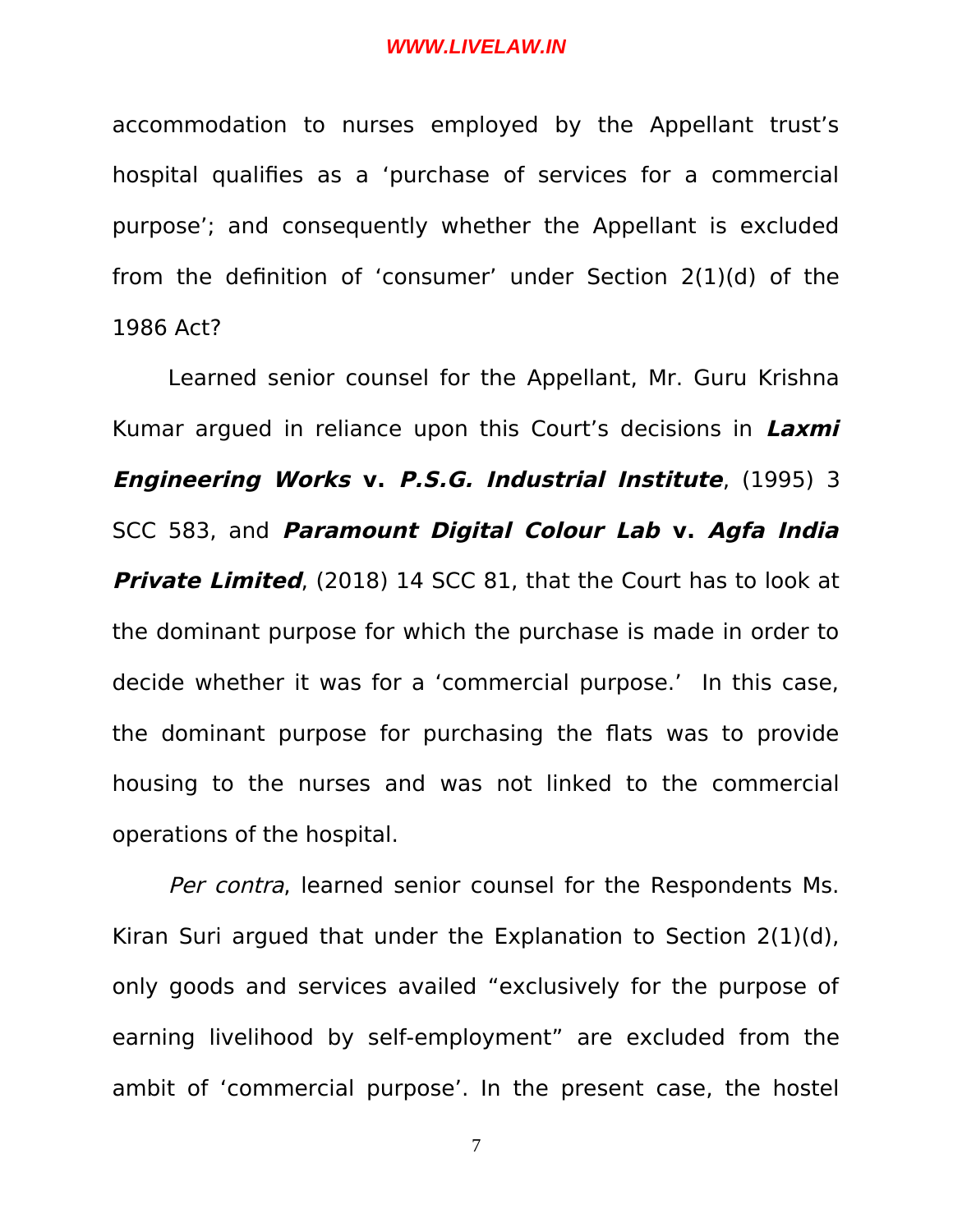accommodation to nurses employed by the Appellant trust's hospital qualifies as a 'purchase of services for a commercial purpose'; and consequently whether the Appellant is excluded from the definition of 'consumer' under Section 2(1)(d) of the 1986 Act?

Learned senior counsel for the Appellant, Mr. Guru Krishna Kumar argued in reliance upon this Court's decisions in ***Laxmi Engineering Works* v. *P.S.G. Industrial Institute***, (1995) 3 SCC 583, and ***Paramount Digital Colour Lab* v. *Agfa India Private Limited***, (2018) 14 SCC 81, that the Court has to look at the dominant purpose for which the purchase is made in order to decide whether it was for a 'commercial purpose.' In this case, the dominant purpose for purchasing the flats was to provide housing to the nurses and was not linked to the commercial operations of the hospital.

*Per contra*, learned senior counsel for the Respondents Ms. Kiran Suri argued that under the Explanation to Section 2(1)(d), only goods and services availed "exclusively for the purpose of earning livelihood by self-employment" are excluded from the ambit of 'commercial purpose'. In the present case, the hostel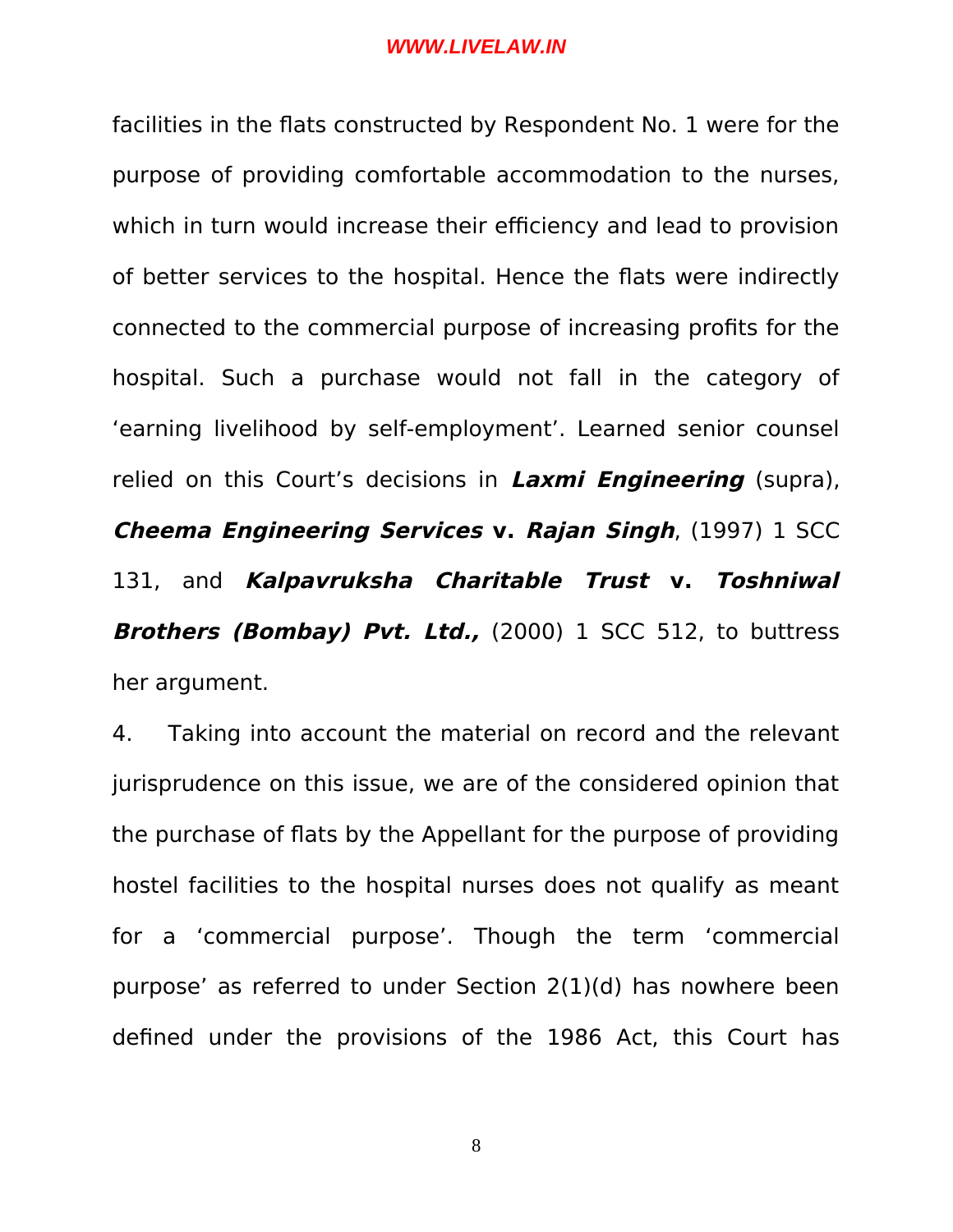facilities in the flats constructed by Respondent No. 1 were for the purpose of providing comfortable accommodation to the nurses, which in turn would increase their efficiency and lead to provision of better services to the hospital. Hence the flats were indirectly connected to the commercial purpose of increasing profits for the hospital. Such a purchase would not fall in the category of 'earning livelihood by self-employment'. Learned senior counsel relied on this Court's decisions in ***Laxmi Engineering*** (supra), ***Cheema Engineering Services* v. *Rajan Singh***, (1997) 1 SCC 131, and ***Kalpavruksha Charitable Trust* v. *Toshniwal Brothers (Bombay) Pvt. Ltd.,*** (2000) 1 SCC 512, to buttress her argument.

4. Taking into account the material on record and the relevant jurisprudence on this issue, we are of the considered opinion that the purchase of flats by the Appellant for the purpose of providing hostel facilities to the hospital nurses does not qualify as meant for a 'commercial purpose'. Though the term 'commercial purpose' as referred to under Section 2(1)(d) has nowhere been defined under the provisions of the 1986 Act, this Court has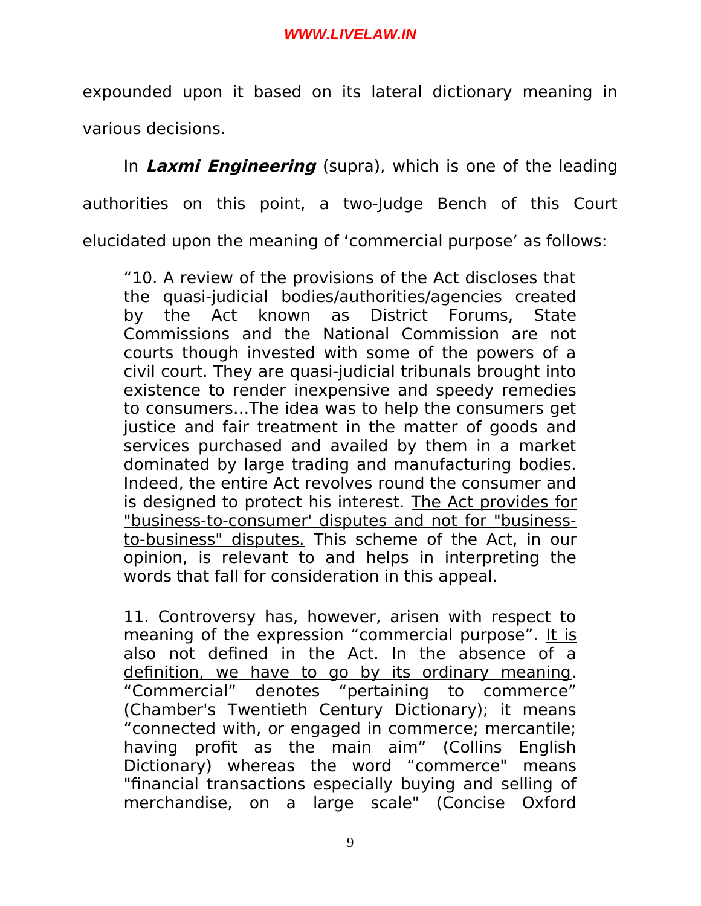expounded upon it based on its lateral dictionary meaning in various decisions.

In ***Laxmi Engineering*** (supra), which is one of the leading authorities on this point, a two-Judge Bench of this Court elucidated upon the meaning of 'commercial purpose' as follows:

> "10. A review of the provisions of the Act discloses that the quasi-judicial bodies/authorities/agencies created by the Act known as District Forums, State Commissions and the National Commission are not courts though invested with some of the powers of a civil court. They are quasi-judicial tribunals brought into existence to render inexpensive and speedy remedies to consumers…The idea was to help the consumers get justice and fair treatment in the matter of goods and services purchased and availed by them in a market dominated by large trading and manufacturing bodies. Indeed, the entire Act revolves round the consumer and is designed to protect his interest. <u>The Act provides for "business-to-consumer' disputes and not for "business-to-business" disputes.</u> This scheme of the Act, in our opinion, is relevant to and helps in interpreting the words that fall for consideration in this appeal.
>
> 11. Controversy has, however, arisen with respect to meaning of the expression "commercial purpose". <u>It is also not defined in the Act. In the absence of a definition, we have to go by its ordinary meaning</u>. "Commercial" denotes "pertaining to commerce" (Chamber's Twentieth Century Dictionary); it means "connected with, or engaged in commerce; mercantile; having profit as the main aim" (Collins English Dictionary) whereas the word "commerce" means "financial transactions especially buying and selling of merchandise, on a large scale" (Concise Oxford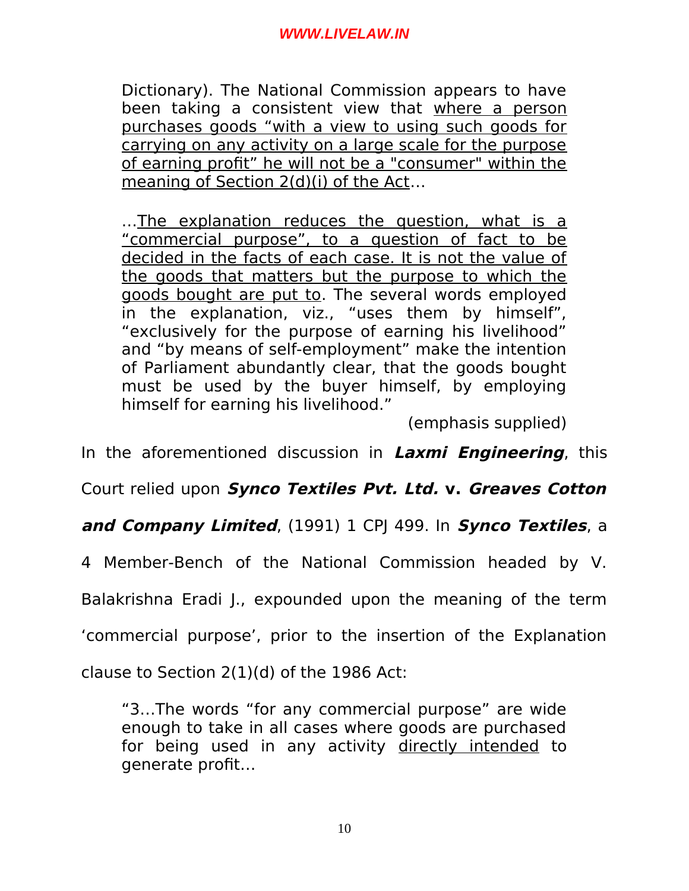> Dictionary). The National Commission appears to have been taking a consistent view that where a person purchases goods "with a view to using such goods for carrying on any activity on a large scale for the purpose of earning profit" he will not be a "consumer" within the meaning of Section 2(d)(i) of the Act…
>
> …The explanation reduces the question, what is a "commercial purpose", to a question of fact to be decided in the facts of each case. It is not the value of the goods that matters but the purpose to which the goods bought are put to. The several words employed in the explanation, viz., "uses them by himself", "exclusively for the purpose of earning his livelihood" and "by means of self-employment" make the intention of Parliament abundantly clear, that the goods bought must be used by the buyer himself, by employing himself for earning his livelihood."
>
> (emphasis supplied)

In the aforementioned discussion in ***Laxmi Engineering***, this Court relied upon ***Synco Textiles Pvt. Ltd.* v. *Greaves Cotton and Company Limited***, (1991) 1 CPJ 499. In ***Synco Textiles***, a 4 Member-Bench of the National Commission headed by V. Balakrishna Eradi J., expounded upon the meaning of the term 'commercial purpose', prior to the insertion of the Explanation clause to Section 2(1)(d) of the 1986 Act:

> "3…The words "for any commercial purpose" are wide enough to take in all cases where goods are purchased for being used in any activity directly intended to generate profit…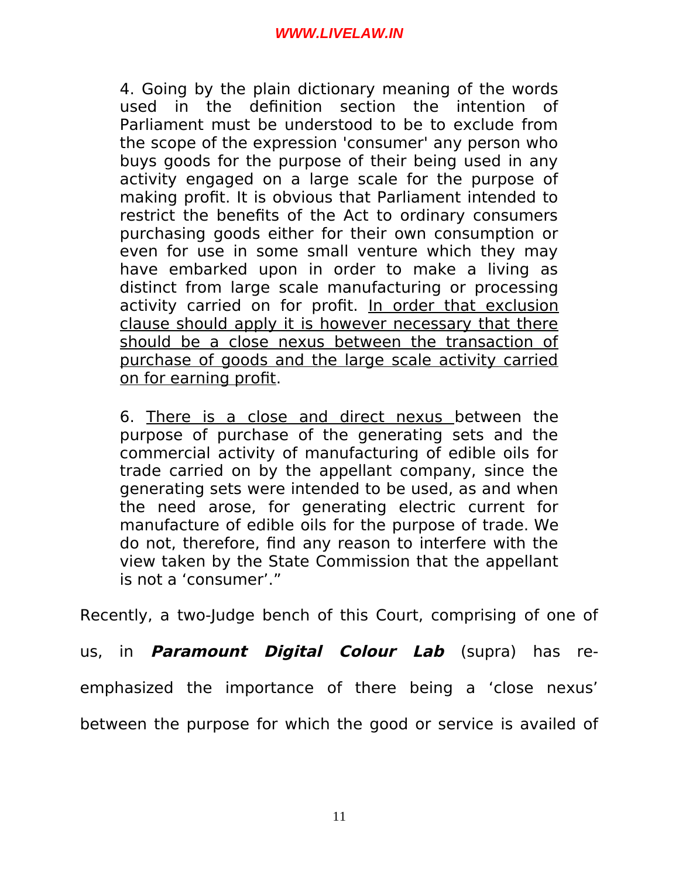> 4. Going by the plain dictionary meaning of the words used in the definition section the intention of Parliament must be understood to be to exclude from the scope of the expression 'consumer' any person who buys goods for the purpose of their being used in any activity engaged on a large scale for the purpose of making profit. It is obvious that Parliament intended to restrict the benefits of the Act to ordinary consumers purchasing goods either for their own consumption or even for use in some small venture which they may have embarked upon in order to make a living as distinct from large scale manufacturing or processing activity carried on for profit. <u>In order that exclusion clause should apply it is however necessary that there should be a close nexus between the transaction of purchase of goods and the large scale activity carried on for earning profit</u>.
>
> 6. <u>There is a close and direct nexus</u> between the purpose of purchase of the generating sets and the commercial activity of manufacturing of edible oils for trade carried on by the appellant company, since the generating sets were intended to be used, as and when the need arose, for generating electric current for manufacture of edible oils for the purpose of trade. We do not, therefore, find any reason to interfere with the view taken by the State Commission that the appellant is not a 'consumer'."

Recently, a two-Judge bench of this Court, comprising of one of us, in ***Paramount Digital Colour Lab*** (supra) has re-emphasized the importance of there being a 'close nexus' between the purpose for which the good or service is availed of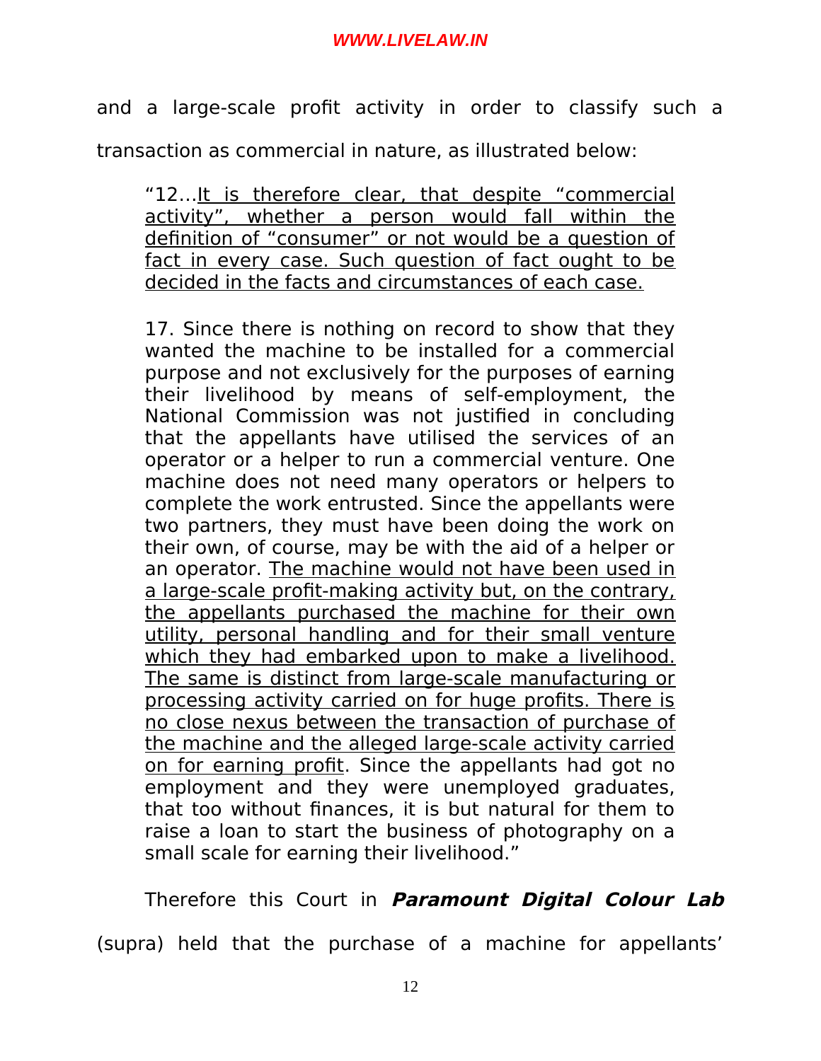and a large-scale profit activity in order to classify such a transaction as commercial in nature, as illustrated below:

> "12…<u>It is therefore clear, that despite "commercial activity", whether a person would fall within the definition of "consumer" or not would be a question of fact in every case. Such question of fact ought to be decided in the facts and circumstances of each case.</u>
>
> 17. Since there is nothing on record to show that they wanted the machine to be installed for a commercial purpose and not exclusively for the purposes of earning their livelihood by means of self-employment, the National Commission was not justified in concluding that the appellants have utilised the services of an operator or a helper to run a commercial venture. One machine does not need many operators or helpers to complete the work entrusted. Since the appellants were two partners, they must have been doing the work on their own, of course, may be with the aid of a helper or an operator. <u>The machine would not have been used in a large-scale profit-making activity but, on the contrary, the appellants purchased the machine for their own utility, personal handling and for their small venture which they had embarked upon to make a livelihood. The same is distinct from large-scale manufacturing or processing activity carried on for huge profits. There is no close nexus between the transaction of purchase of the machine and the alleged large-scale activity carried on for earning profit</u>. Since the appellants had got no employment and they were unemployed graduates, that too without finances, it is but natural for them to raise a loan to start the business of photography on a small scale for earning their livelihood."

Therefore this Court in ***Paramount Digital Colour Lab*** (supra) held that the purchase of a machine for appellants'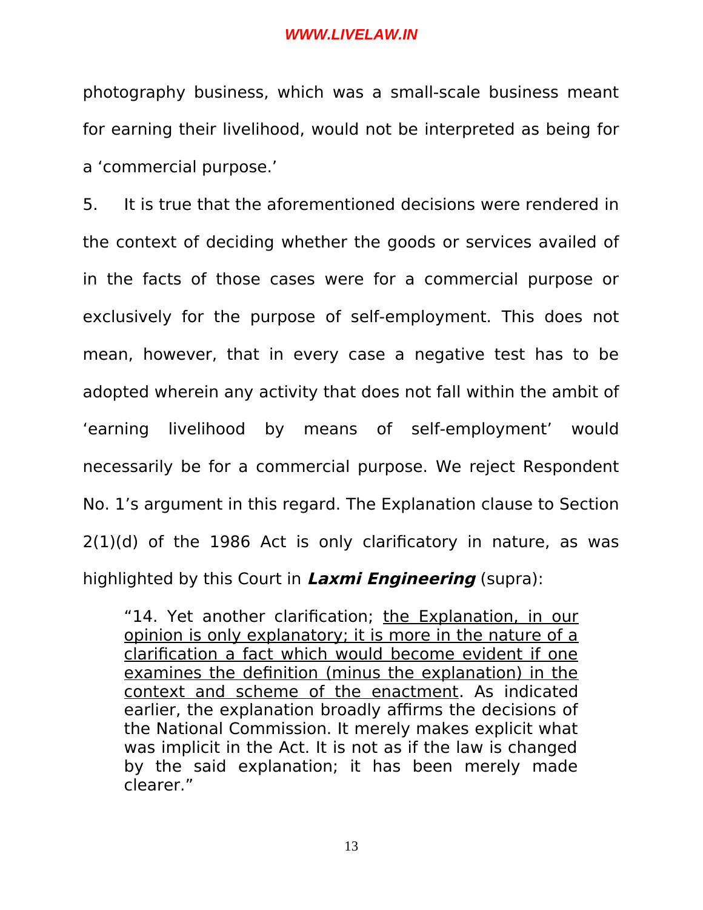photography business, which was a small-scale business meant for earning their livelihood, would not be interpreted as being for a 'commercial purpose.'

5. It is true that the aforementioned decisions were rendered in the context of deciding whether the goods or services availed of in the facts of those cases were for a commercial purpose or exclusively for the purpose of self-employment. This does not mean, however, that in every case a negative test has to be adopted wherein any activity that does not fall within the ambit of 'earning livelihood by means of self-employment' would necessarily be for a commercial purpose. We reject Respondent No. 1's argument in this regard. The Explanation clause to Section 2(1)(d) of the 1986 Act is only clarificatory in nature, as was highlighted by this Court in ***Laxmi Engineering*** (supra):

> "14. Yet another clarification; <u>the Explanation, in our opinion is only explanatory; it is more in the nature of a clarification a fact which would become evident if one examines the definition (minus the explanation) in the context and scheme of the enactment</u>. As indicated earlier, the explanation broadly affirms the decisions of the National Commission. It merely makes explicit what was implicit in the Act. It is not as if the law is changed by the said explanation; it has been merely made clearer."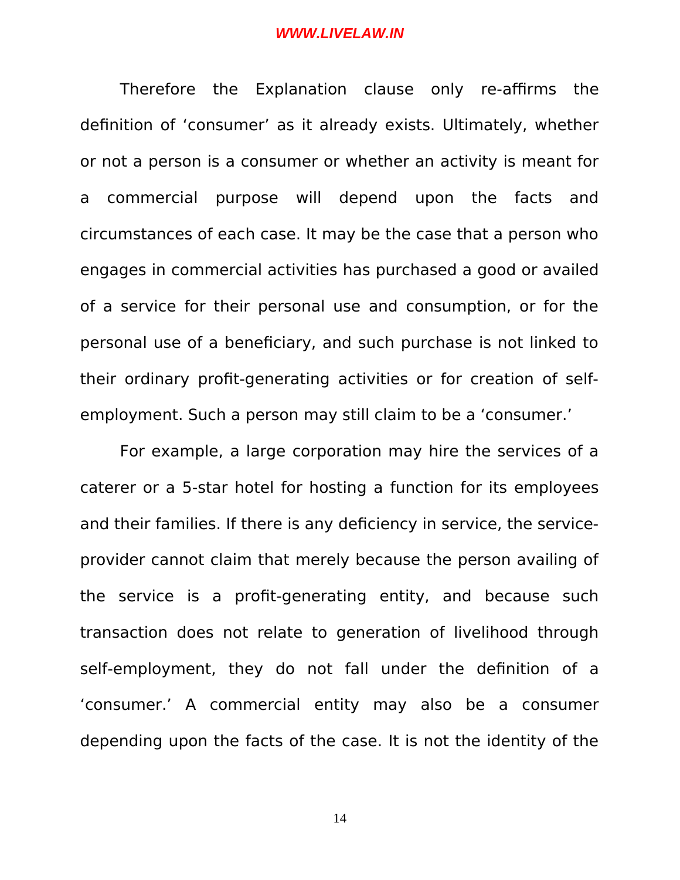Therefore the Explanation clause only re-affirms the definition of 'consumer' as it already exists. Ultimately, whether or not a person is a consumer or whether an activity is meant for a commercial purpose will depend upon the facts and circumstances of each case. It may be the case that a person who engages in commercial activities has purchased a good or availed of a service for their personal use and consumption, or for the personal use of a beneficiary, and such purchase is not linked to their ordinary profit-generating activities or for creation of self-employment. Such a person may still claim to be a 'consumer.'

For example, a large corporation may hire the services of a caterer or a 5-star hotel for hosting a function for its employees and their families. If there is any deficiency in service, the service-provider cannot claim that merely because the person availing of the service is a profit-generating entity, and because such transaction does not relate to generation of livelihood through self-employment, they do not fall under the definition of a 'consumer.' A commercial entity may also be a consumer depending upon the facts of the case. It is not the identity of the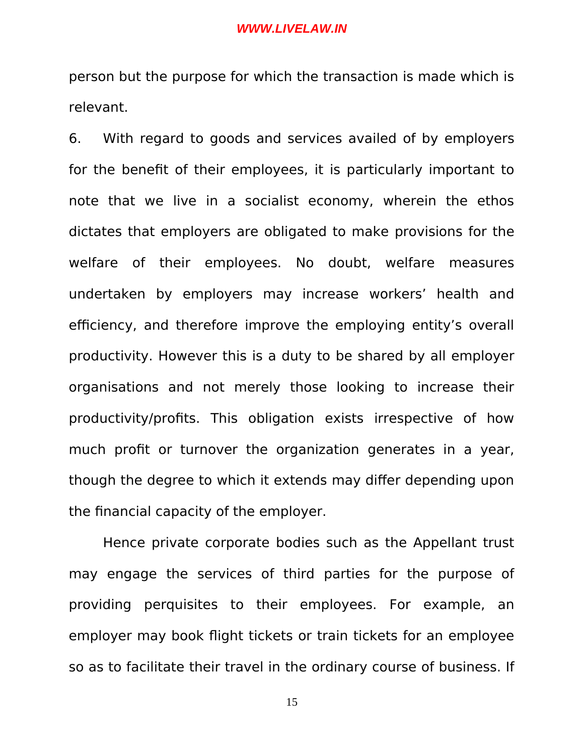person but the purpose for which the transaction is made which is relevant.

6. With regard to goods and services availed of by employers for the benefit of their employees, it is particularly important to note that we live in a socialist economy, wherein the ethos dictates that employers are obligated to make provisions for the welfare of their employees. No doubt, welfare measures undertaken by employers may increase workers' health and efficiency, and therefore improve the employing entity's overall productivity. However this is a duty to be shared by all employer organisations and not merely those looking to increase their productivity/profits. This obligation exists irrespective of how much profit or turnover the organization generates in a year, though the degree to which it extends may differ depending upon the financial capacity of the employer.

Hence private corporate bodies such as the Appellant trust may engage the services of third parties for the purpose of providing perquisites to their employees. For example, an employer may book flight tickets or train tickets for an employee so as to facilitate their travel in the ordinary course of business. If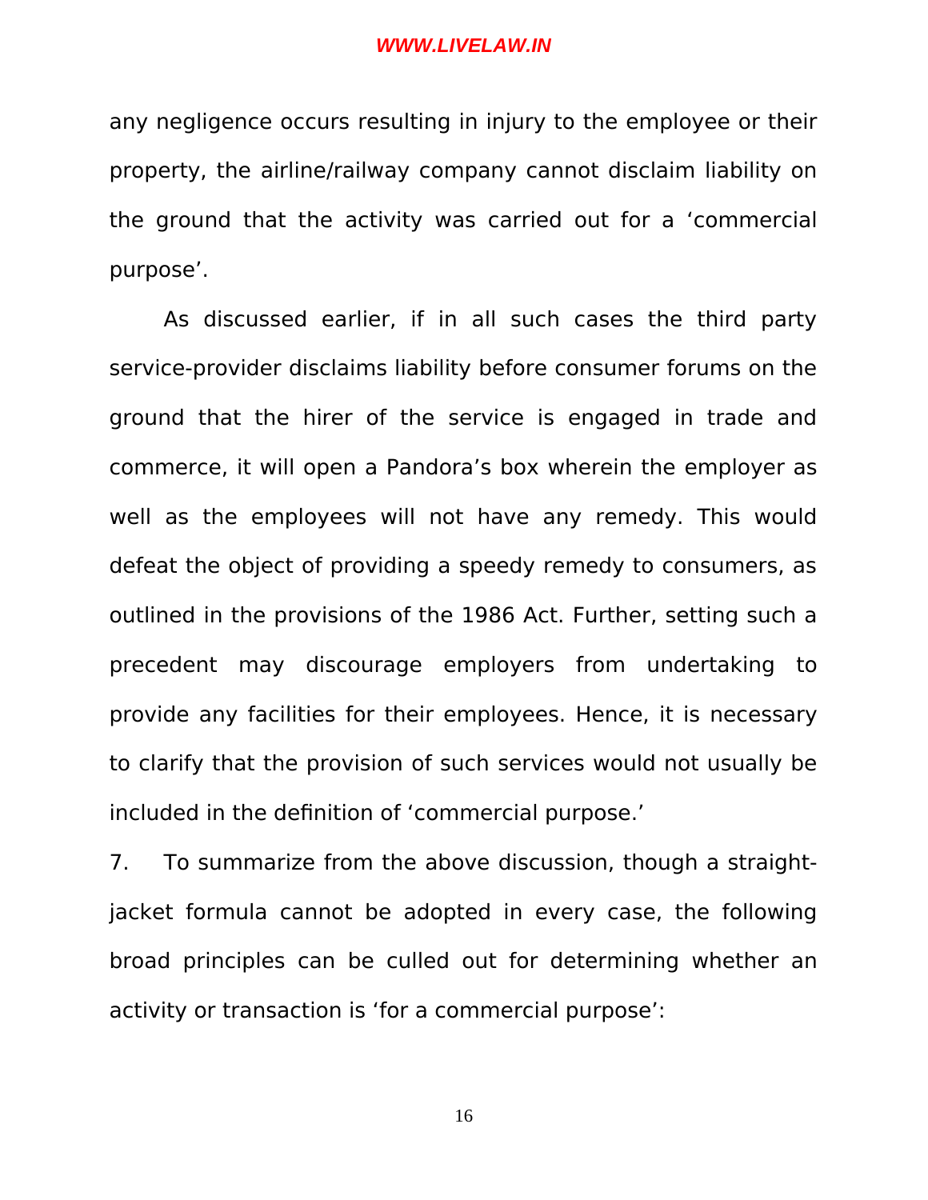any negligence occurs resulting in injury to the employee or their property, the airline/railway company cannot disclaim liability on the ground that the activity was carried out for a 'commercial purpose'.

As discussed earlier, if in all such cases the third party service-provider disclaims liability before consumer forums on the ground that the hirer of the service is engaged in trade and commerce, it will open a Pandora's box wherein the employer as well as the employees will not have any remedy. This would defeat the object of providing a speedy remedy to consumers, as outlined in the provisions of the 1986 Act. Further, setting such a precedent may discourage employers from undertaking to provide any facilities for their employees. Hence, it is necessary to clarify that the provision of such services would not usually be included in the definition of 'commercial purpose.'

7. To summarize from the above discussion, though a straight-jacket formula cannot be adopted in every case, the following broad principles can be culled out for determining whether an activity or transaction is 'for a commercial purpose':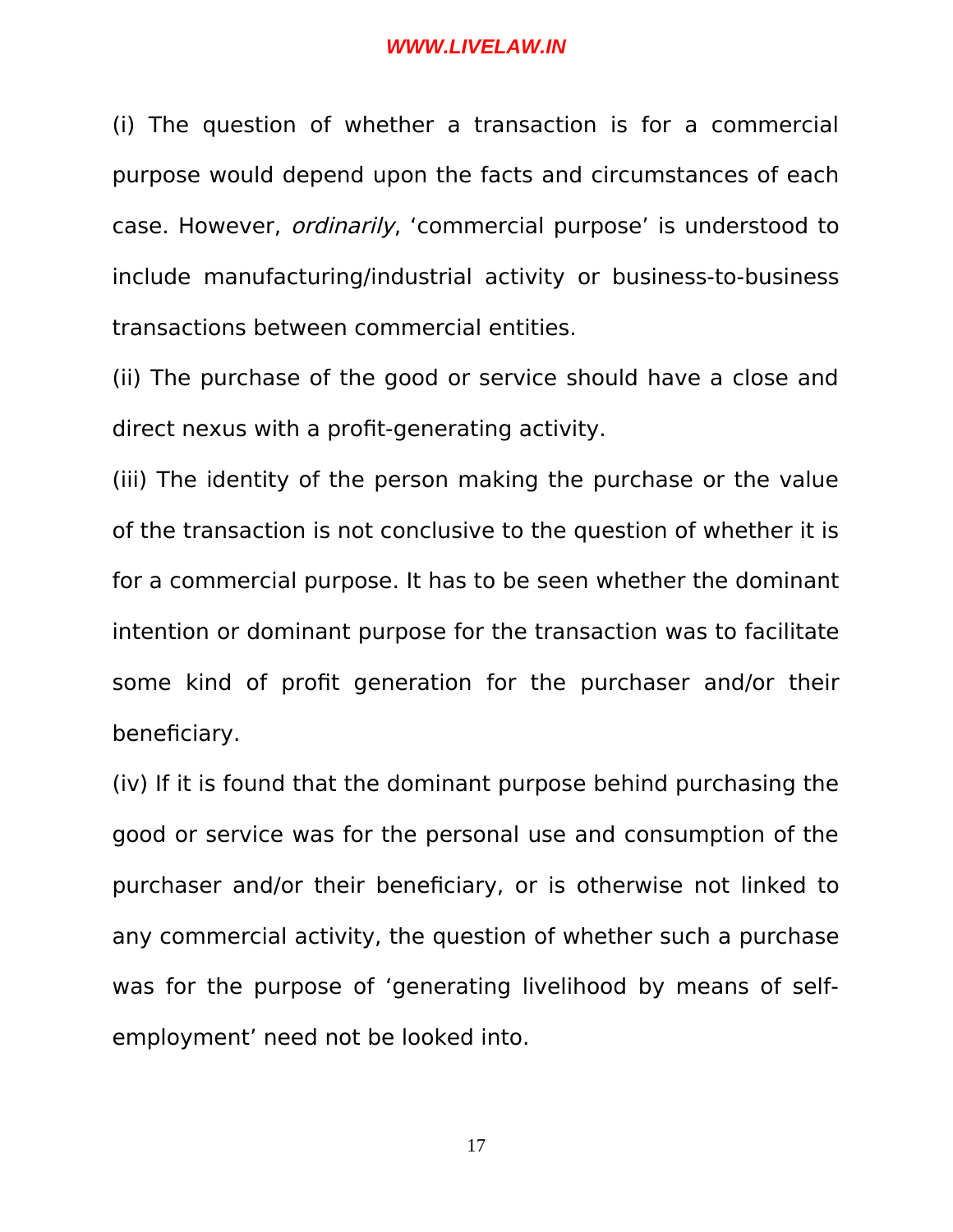(i) The question of whether a transaction is for a commercial purpose would depend upon the facts and circumstances of each case. However, *ordinarily*, ‘commercial purpose’ is understood to include manufacturing/industrial activity or business-to-business transactions between commercial entities.

(ii) The purchase of the good or service should have a close and direct nexus with a profit-generating activity.

(iii) The identity of the person making the purchase or the value of the transaction is not conclusive to the question of whether it is for a commercial purpose. It has to be seen whether the dominant intention or dominant purpose for the transaction was to facilitate some kind of profit generation for the purchaser and/or their beneficiary.

(iv) If it is found that the dominant purpose behind purchasing the good or service was for the personal use and consumption of the purchaser and/or their beneficiary, or is otherwise not linked to any commercial activity, the question of whether such a purchase was for the purpose of ‘generating livelihood by means of self-employment’ need not be looked into.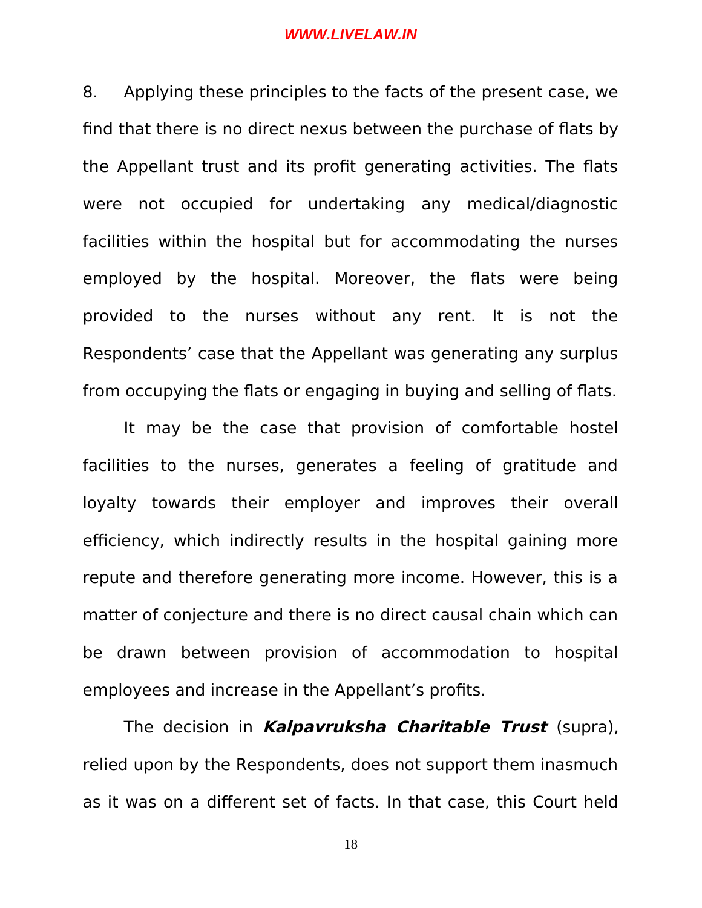8. Applying these principles to the facts of the present case, we find that there is no direct nexus between the purchase of flats by the Appellant trust and its profit generating activities. The flats were not occupied for undertaking any medical/diagnostic facilities within the hospital but for accommodating the nurses employed by the hospital. Moreover, the flats were being provided to the nurses without any rent. It is not the Respondents' case that the Appellant was generating any surplus from occupying the flats or engaging in buying and selling of flats.

It may be the case that provision of comfortable hostel facilities to the nurses, generates a feeling of gratitude and loyalty towards their employer and improves their overall efficiency, which indirectly results in the hospital gaining more repute and therefore generating more income. However, this is a matter of conjecture and there is no direct causal chain which can be drawn between provision of accommodation to hospital employees and increase in the Appellant's profits.

The decision in ***Kalpavruksha Charitable Trust*** (supra), relied upon by the Respondents, does not support them inasmuch as it was on a different set of facts. In that case, this Court held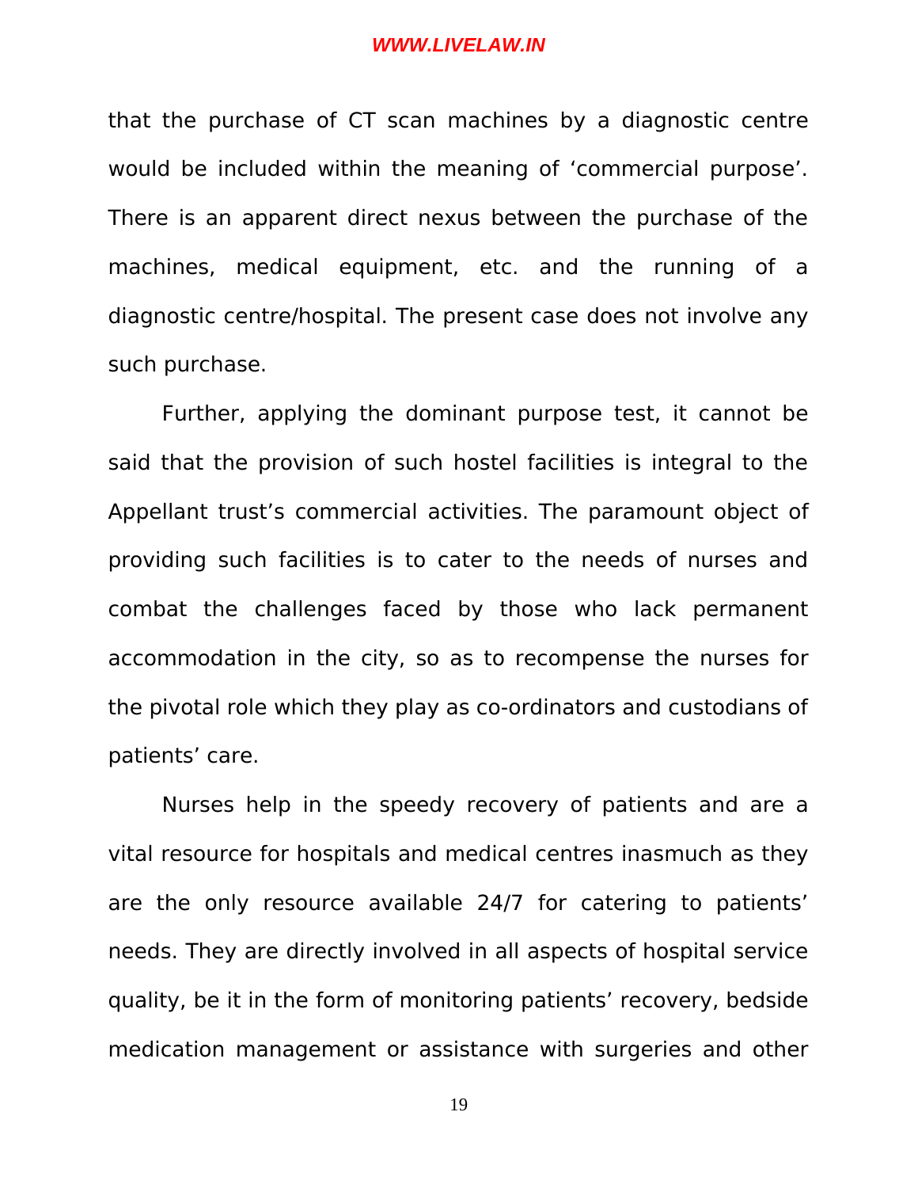that the purchase of CT scan machines by a diagnostic centre would be included within the meaning of 'commercial purpose'. There is an apparent direct nexus between the purchase of the machines, medical equipment, etc. and the running of a diagnostic centre/hospital. The present case does not involve any such purchase.

Further, applying the dominant purpose test, it cannot be said that the provision of such hostel facilities is integral to the Appellant trust's commercial activities. The paramount object of providing such facilities is to cater to the needs of nurses and combat the challenges faced by those who lack permanent accommodation in the city, so as to recompense the nurses for the pivotal role which they play as co-ordinators and custodians of patients' care.

Nurses help in the speedy recovery of patients and are a vital resource for hospitals and medical centres inasmuch as they are the only resource available 24/7 for catering to patients' needs. They are directly involved in all aspects of hospital service quality, be it in the form of monitoring patients' recovery, bedside medication management or assistance with surgeries and other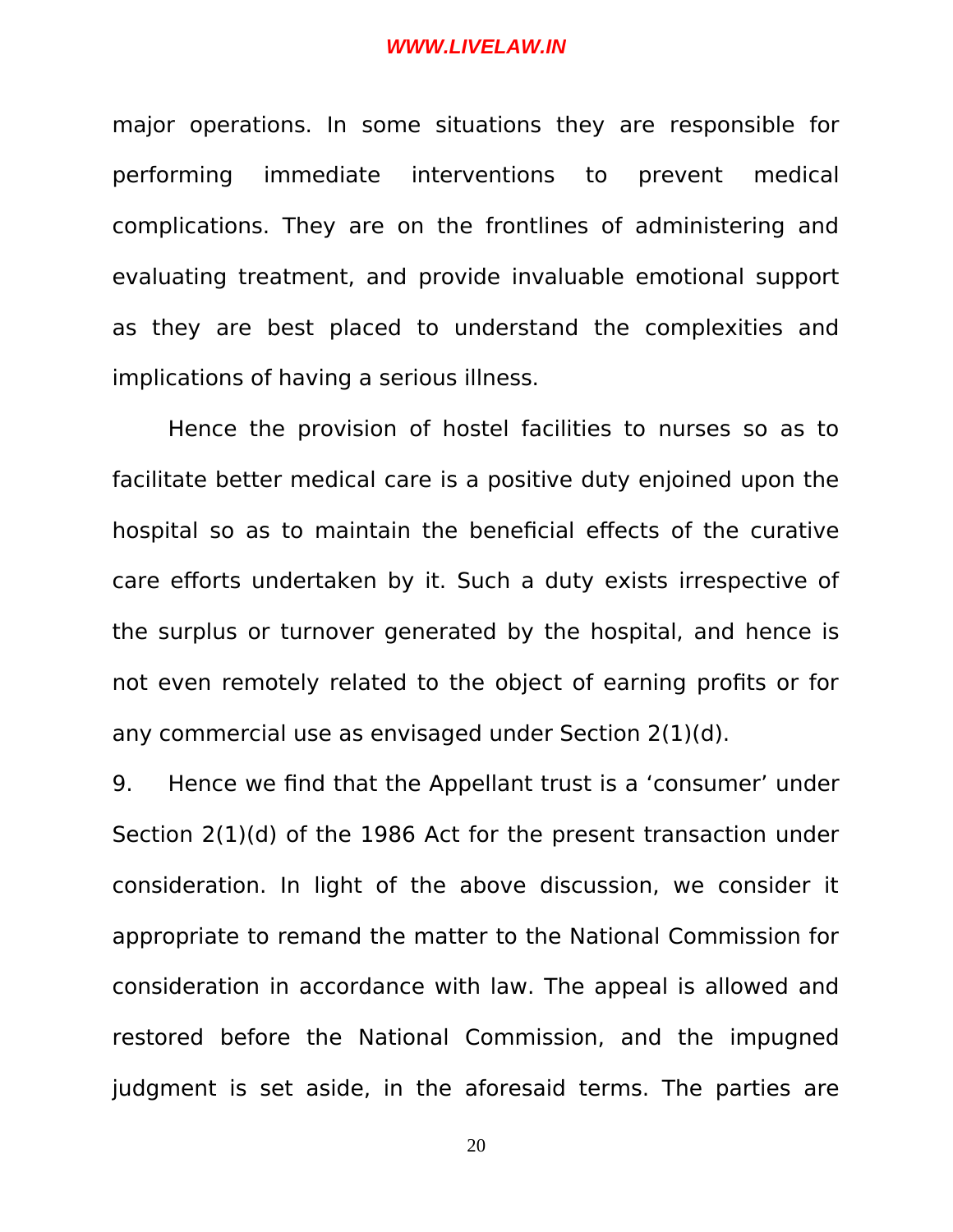major operations. In some situations they are responsible for performing immediate interventions to prevent medical complications. They are on the frontlines of administering and evaluating treatment, and provide invaluable emotional support as they are best placed to understand the complexities and implications of having a serious illness.

Hence the provision of hostel facilities to nurses so as to facilitate better medical care is a positive duty enjoined upon the hospital so as to maintain the beneficial effects of the curative care efforts undertaken by it. Such a duty exists irrespective of the surplus or turnover generated by the hospital, and hence is not even remotely related to the object of earning profits or for any commercial use as envisaged under Section 2(1)(d).

9. Hence we find that the Appellant trust is a 'consumer' under Section 2(1)(d) of the 1986 Act for the present transaction under consideration. In light of the above discussion, we consider it appropriate to remand the matter to the National Commission for consideration in accordance with law. The appeal is allowed and restored before the National Commission, and the impugned judgment is set aside, in the aforesaid terms. The parties are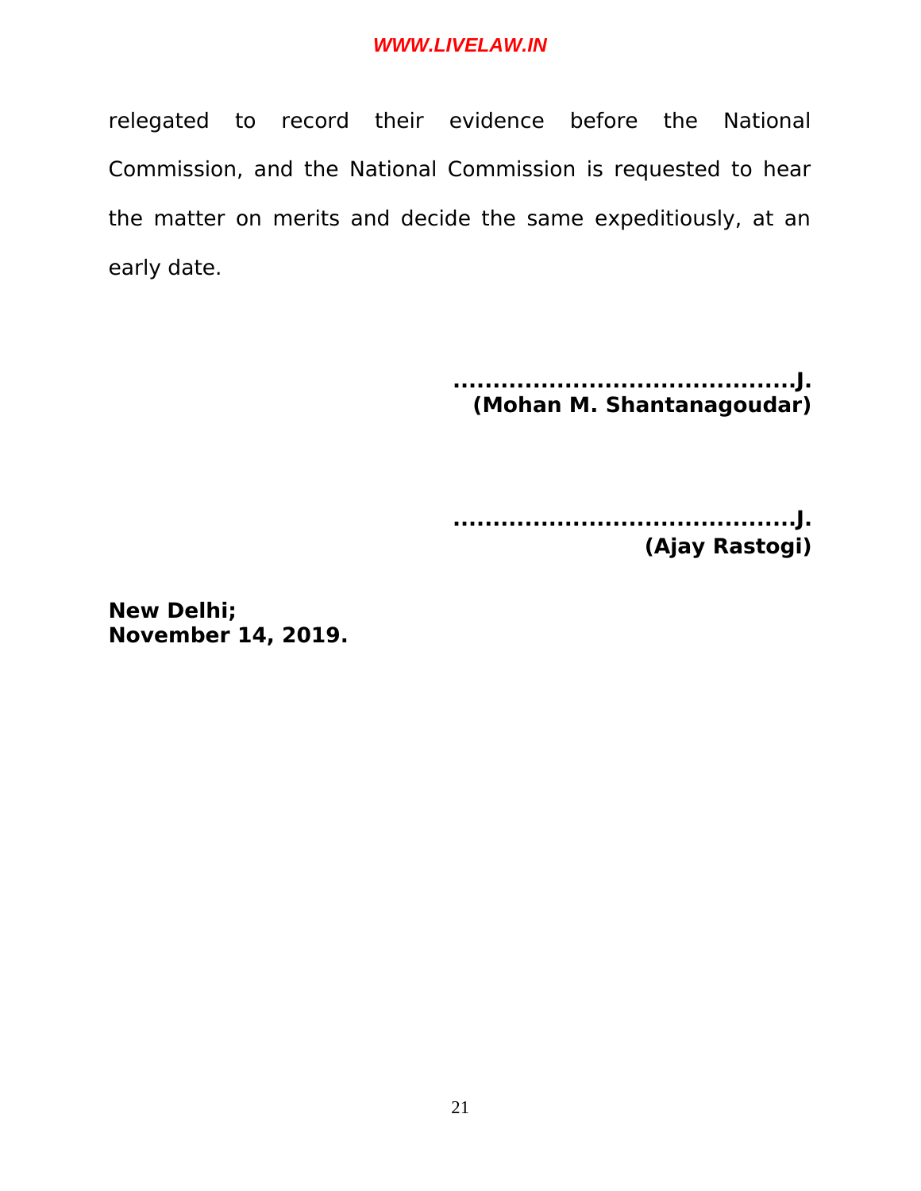relegated to record their evidence before the National Commission, and the National Commission is requested to hear the matter on merits and decide the same expeditiously, at an early date.

**……………………………………J.**
**(Mohan M. Shantanagoudar)**

**……………………………………J.**
**(Ajay Rastogi)**

**New Delhi;**
**November 14, 2019.**